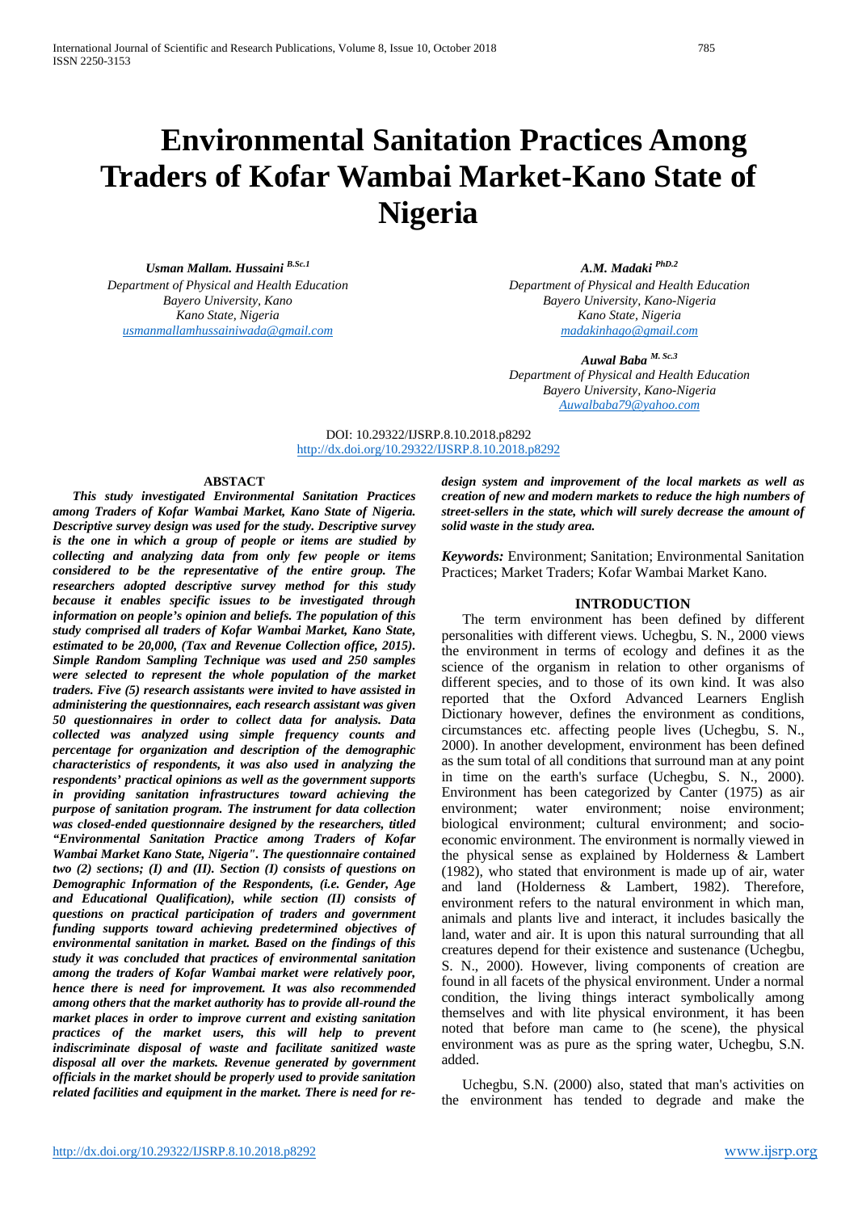# Environmental Sanitation Practices Among Traders of Kofar Wambai Market-Kano State of Nigeria

***Usman Mallam. Hussaini*** [B.Sc.1]
*Department of Physical and Health Education*
*Bayero University, Kano*
*Kano State, Nigeria*
*usmanmallamhussainiwada@gmail.com*

***A.M. Madaki*** [PhD.2]
*Department of Physical and Health Education*
*Bayero University, Kano-Nigeria*
*Kano State, Nigeria*
*madakinhago@gmail.com*

***Auwal Baba*** [M. Sc.3]
*Department of Physical and Health Education*
*Bayero University, Kano-Nigeria*
*Auwalbaba79@yahoo.com*

DOI: 10.29322/IJSRP.8.10.2018.p8292
http://dx.doi.org/10.29322/IJSRP.8.10.2018.p8292

## ABSTACT

***This study investigated Environmental Sanitation Practices among Traders of Kofar Wambai Market, Kano State of Nigeria. Descriptive survey design was used for the study. Descriptive survey is the one in which a group of people or items are studied by collecting and analyzing data from only few people or items considered to be the representative of the entire group. The researchers adopted descriptive survey method for this study because it enables specific issues to be investigated through information on people's opinion and beliefs. The population of this study comprised all traders of Kofar Wambai Market, Kano State, estimated to be 20,000, (Tax and Revenue Collection office, 2015). Simple Random Sampling Technique was used and 250 samples were selected to represent the whole population of the market traders. Five (5) research assistants were invited to have assisted in administering the questionnaires, each research assistant was given 50 questionnaires in order to collect data for analysis. Data collected was analyzed using simple frequency counts and percentage for organization and description of the demographic characteristics of respondents, it was also used in analyzing the respondents' practical opinions as well as the government supports in providing sanitation infrastructures toward achieving the purpose of sanitation program. The instrument for data collection was closed-ended questionnaire designed by the researchers, titled "Environmental Sanitation Practice among Traders of Kofar Wambai Market Kano State, Nigeria". The questionnaire contained two (2) sections; (I) and (II). Section (I) consists of questions on Demographic Information of the Respondents, (i.e. Gender, Age and Educational Qualification), while section (II) consists of questions on practical participation of traders and government funding supports toward achieving predetermined objectives of environmental sanitation in market. Based on the findings of this study it was concluded that practices of environmental sanitation among the traders of Kofar Wambai market were relatively poor, hence there is need for improvement. It was also recommended among others that the market authority has to provide all-round the market places in order to improve current and existing sanitation practices of the market users, this will help to prevent indiscriminate disposal of waste and facilitate sanitized waste disposal all over the markets. Revenue generated by government officials in the market should be properly used to provide sanitation related facilities and equipment in the market. There is need for re-design system and improvement of the local markets as well as creation of new and modern markets to reduce the high numbers of street-sellers in the state, which will surely decrease the amount of solid waste in the study area.***

***Keywords:*** Environment; Sanitation; Environmental Sanitation Practices; Market Traders; Kofar Wambai Market Kano.

## INTRODUCTION

The term environment has been defined by different personalities with different views. Uchegbu, S. N., 2000 views the environment in terms of ecology and defines it as the science of the organism in relation to other organisms of different species, and to those of its own kind. It was also reported that the Oxford Advanced Learners English Dictionary however, defines the environment as conditions, circumstances etc. affecting people lives (Uchegbu, S. N., 2000). In another development, environment has been defined as the sum total of all conditions that surround man at any point in time on the earth's surface (Uchegbu, S. N., 2000). Environment has been categorized by Canter (1975) as air environment; water environment; noise environment; biological environment; cultural environment; and socio-economic environment. The environment is normally viewed in the physical sense as explained by Holderness & Lambert (1982), who stated that environment is made up of air, water and land (Holderness & Lambert, 1982). Therefore, environment refers to the natural environment in which man, animals and plants live and interact, it includes basically the land, water and air. It is upon this natural surrounding that all creatures depend for their existence and sustenance (Uchegbu, S. N., 2000). However, living components of creation are found in all facets of the physical environment. Under a normal condition, the living things interact symbolically among themselves and with lite physical environment, it has been noted that before man came to (he scene), the physical environment was as pure as the spring water, Uchegbu, S.N. added.

Uchegbu, S.N. (2000) also, stated that man's activities on the environment has tended to degrade and make the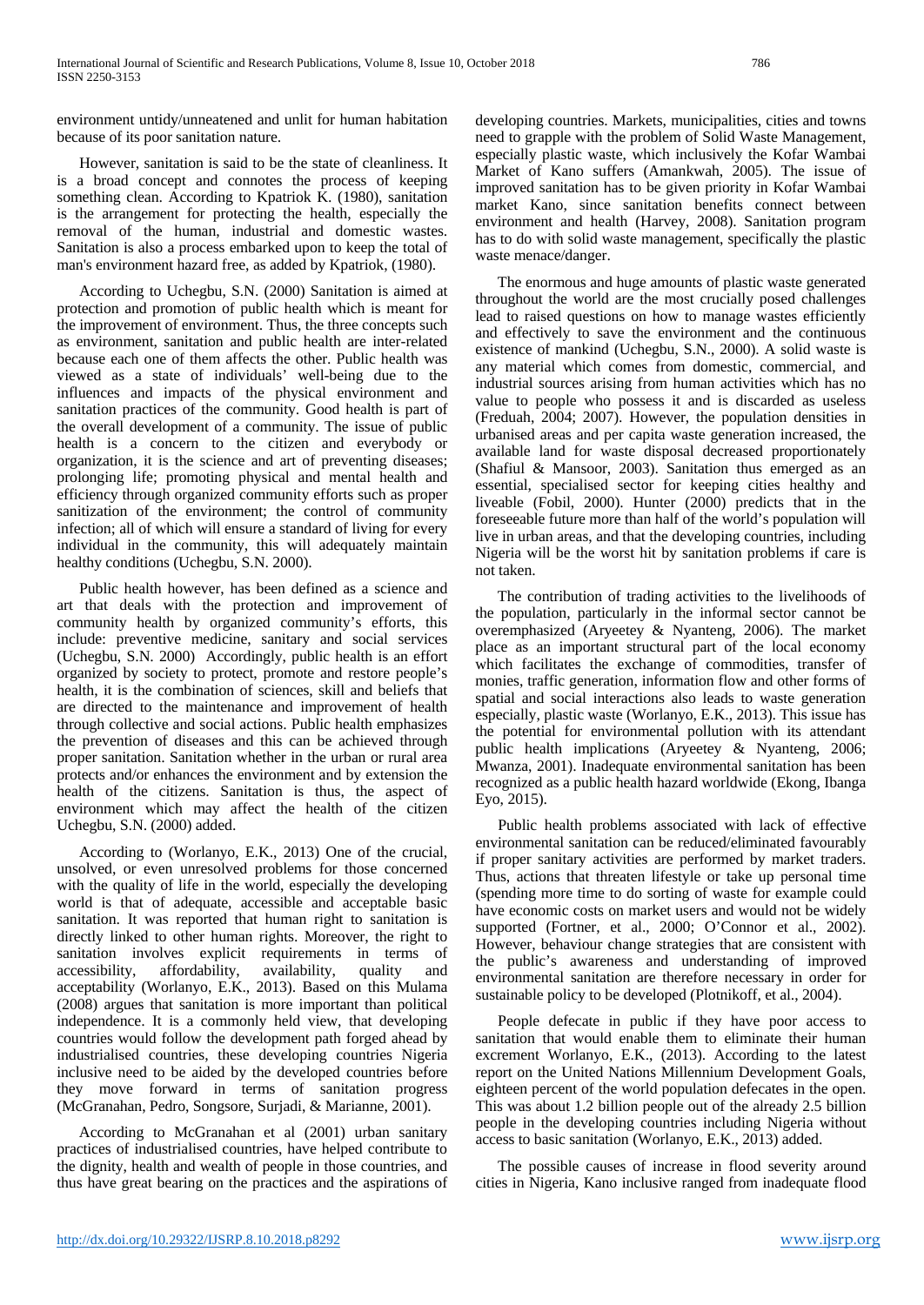environment untidy/unneatened and unlit for human habitation because of its poor sanitation nature.

However, sanitation is said to be the state of cleanliness. It is a broad concept and connotes the process of keeping something clean. According to Kpatriok K. (1980), sanitation is the arrangement for protecting the health, especially the removal of the human, industrial and domestic wastes. Sanitation is also a process embarked upon to keep the total of man's environment hazard free, as added by Kpatriok, (1980).

According to Uchegbu, S.N. (2000) Sanitation is aimed at protection and promotion of public health which is meant for the improvement of environment. Thus, the three concepts such as environment, sanitation and public health are inter-related because each one of them affects the other. Public health was viewed as a state of individuals' well-being due to the influences and impacts of the physical environment and sanitation practices of the community. Good health is part of the overall development of a community. The issue of public health is a concern to the citizen and everybody or organization, it is the science and art of preventing diseases; prolonging life; promoting physical and mental health and efficiency through organized community efforts such as proper sanitization of the environment; the control of community infection; all of which will ensure a standard of living for every individual in the community, this will adequately maintain healthy conditions (Uchegbu, S.N. 2000).

Public health however, has been defined as a science and art that deals with the protection and improvement of community health by organized community's efforts, this include: preventive medicine, sanitary and social services (Uchegbu, S.N. 2000) Accordingly, public health is an effort organized by society to protect, promote and restore people's health, it is the combination of sciences, skill and beliefs that are directed to the maintenance and improvement of health through collective and social actions. Public health emphasizes the prevention of diseases and this can be achieved through proper sanitation. Sanitation whether in the urban or rural area protects and/or enhances the environment and by extension the health of the citizens. Sanitation is thus, the aspect of environment which may affect the health of the citizen Uchegbu, S.N. (2000) added.

According to (Worlanyo, E.K., 2013) One of the crucial, unsolved, or even unresolved problems for those concerned with the quality of life in the world, especially the developing world is that of adequate, accessible and acceptable basic sanitation. It was reported that human right to sanitation is directly linked to other human rights. Moreover, the right to sanitation involves explicit requirements in terms of accessibility, affordability, availability, quality and acceptability (Worlanyo, E.K., 2013). Based on this Mulama (2008) argues that sanitation is more important than political independence. It is a commonly held view, that developing countries would follow the development path forged ahead by industrialised countries, these developing countries Nigeria inclusive need to be aided by the developed countries before they move forward in terms of sanitation progress (McGranahan, Pedro, Songsore, Surjadi, & Marianne, 2001).

According to McGranahan et al (2001) urban sanitary practices of industrialised countries, have helped contribute to the dignity, health and wealth of people in those countries, and thus have great bearing on the practices and the aspirations of developing countries. Markets, municipalities, cities and towns need to grapple with the problem of Solid Waste Management, especially plastic waste, which inclusively the Kofar Wambai Market of Kano suffers (Amankwah, 2005). The issue of improved sanitation has to be given priority in Kofar Wambai market Kano, since sanitation benefits connect between environment and health (Harvey, 2008). Sanitation program has to do with solid waste management, specifically the plastic waste menace/danger.

The enormous and huge amounts of plastic waste generated throughout the world are the most crucially posed challenges lead to raised questions on how to manage wastes efficiently and effectively to save the environment and the continuous existence of mankind (Uchegbu, S.N., 2000). A solid waste is any material which comes from domestic, commercial, and industrial sources arising from human activities which has no value to people who possess it and is discarded as useless (Freduah, 2004; 2007). However, the population densities in urbanised areas and per capita waste generation increased, the available land for waste disposal decreased proportionately (Shafiul & Mansoor, 2003). Sanitation thus emerged as an essential, specialised sector for keeping cities healthy and liveable (Fobil, 2000). Hunter (2000) predicts that in the foreseeable future more than half of the world's population will live in urban areas, and that the developing countries, including Nigeria will be the worst hit by sanitation problems if care is not taken.

The contribution of trading activities to the livelihoods of the population, particularly in the informal sector cannot be overemphasized (Aryeetey & Nyanteng, 2006). The market place as an important structural part of the local economy which facilitates the exchange of commodities, transfer of monies, traffic generation, information flow and other forms of spatial and social interactions also leads to waste generation especially, plastic waste (Worlanyo, E.K., 2013). This issue has the potential for environmental pollution with its attendant public health implications (Aryeetey & Nyanteng, 2006; Mwanza, 2001). Inadequate environmental sanitation has been recognized as a public health hazard worldwide (Ekong, Ibanga Eyo, 2015).

Public health problems associated with lack of effective environmental sanitation can be reduced/eliminated favourably if proper sanitary activities are performed by market traders. Thus, actions that threaten lifestyle or take up personal time (spending more time to do sorting of waste for example could have economic costs on market users and would not be widely supported (Fortner, et al., 2000; O'Connor et al., 2002). However, behaviour change strategies that are consistent with the public's awareness and understanding of improved environmental sanitation are therefore necessary in order for sustainable policy to be developed (Plotnikoff, et al., 2004).

People defecate in public if they have poor access to sanitation that would enable them to eliminate their human excrement Worlanyo, E.K., (2013). According to the latest report on the United Nations Millennium Development Goals, eighteen percent of the world population defecates in the open. This was about 1.2 billion people out of the already 2.5 billion people in the developing countries including Nigeria without access to basic sanitation (Worlanyo, E.K., 2013) added.

The possible causes of increase in flood severity around cities in Nigeria, Kano inclusive ranged from inadequate flood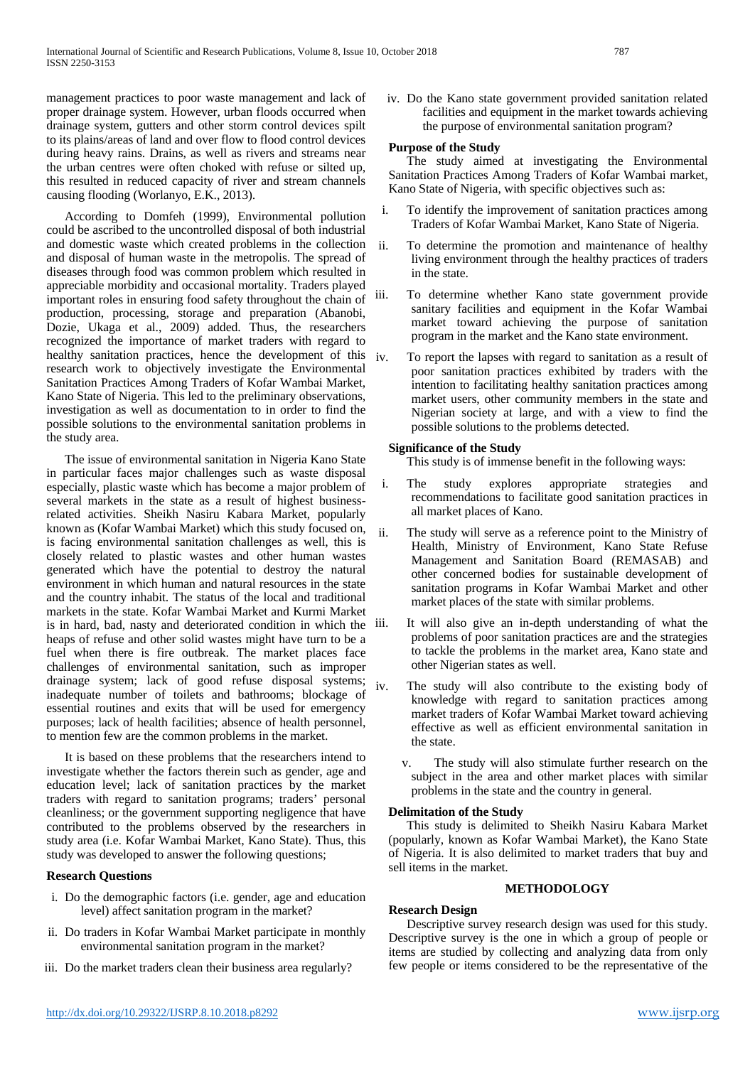management practices to poor waste management and lack of proper drainage system. However, urban floods occurred when drainage system, gutters and other storm control devices spilt to its plains/areas of land and over flow to flood control devices during heavy rains. Drains, as well as rivers and streams near the urban centres were often choked with refuse or silted up, this resulted in reduced capacity of river and stream channels causing flooding (Worlanyo, E.K., 2013).

According to Domfeh (1999), Environmental pollution could be ascribed to the uncontrolled disposal of both industrial and domestic waste which created problems in the collection and disposal of human waste in the metropolis. The spread of diseases through food was common problem which resulted in appreciable morbidity and occasional mortality. Traders played important roles in ensuring food safety throughout the chain of production, processing, storage and preparation (Abanobi, Dozie, Ukaga et al., 2009) added. Thus, the researchers recognized the importance of market traders with regard to healthy sanitation practices, hence the development of this research work to objectively investigate the Environmental Sanitation Practices Among Traders of Kofar Wambai Market, Kano State of Nigeria. This led to the preliminary observations, investigation as well as documentation to in order to find the possible solutions to the environmental sanitation problems in the study area.

The issue of environmental sanitation in Nigeria Kano State in particular faces major challenges such as waste disposal especially, plastic waste which has become a major problem of several markets in the state as a result of highest business-related activities. Sheikh Nasiru Kabara Market, popularly known as (Kofar Wambai Market) which this study focused on, is facing environmental sanitation challenges as well, this is closely related to plastic wastes and other human wastes generated which have the potential to destroy the natural environment in which human and natural resources in the state and the country inhabit. The status of the local and traditional markets in the state. Kofar Wambai Market and Kurmi Market is in hard, bad, nasty and deteriorated condition in which the heaps of refuse and other solid wastes might have turn to be a fuel when there is fire outbreak. The market places face challenges of environmental sanitation, such as improper drainage system; lack of good refuse disposal systems; inadequate number of toilets and bathrooms; blockage of essential routines and exits that will be used for emergency purposes; lack of health facilities; absence of health personnel, to mention few are the common problems in the market.

It is based on these problems that the researchers intend to investigate whether the factors therein such as gender, age and education level; lack of sanitation practices by the market traders with regard to sanitation programs; traders' personal cleanliness; or the government supporting negligence that have contributed to the problems observed by the researchers in study area (i.e. Kofar Wambai Market, Kano State). Thus, this study was developed to answer the following questions;

### Research Questions

i. Do the demographic factors (i.e. gender, age and education level) affect sanitation program in the market?

ii. Do traders in Kofar Wambai Market participate in monthly environmental sanitation program in the market?

iii. Do the market traders clean their business area regularly?

iv. Do the Kano state government provided sanitation related facilities and equipment in the market towards achieving the purpose of environmental sanitation program?

### Purpose of the Study

The study aimed at investigating the Environmental Sanitation Practices Among Traders of Kofar Wambai market, Kano State of Nigeria, with specific objectives such as:

i. To identify the improvement of sanitation practices among Traders of Kofar Wambai Market, Kano State of Nigeria.

ii. To determine the promotion and maintenance of healthy living environment through the healthy practices of traders in the state.

iii. To determine whether Kano state government provide sanitary facilities and equipment in the Kofar Wambai market toward achieving the purpose of sanitation program in the market and the Kano state environment.

iv. To report the lapses with regard to sanitation as a result of poor sanitation practices exhibited by traders with the intention to facilitating healthy sanitation practices among market users, other community members in the state and Nigerian society at large, and with a view to find the possible solutions to the problems detected.

### Significance of the Study

This study is of immense benefit in the following ways:

i. The study explores appropriate strategies and recommendations to facilitate good sanitation practices in all market places of Kano.

ii. The study will serve as a reference point to the Ministry of Health, Ministry of Environment, Kano State Refuse Management and Sanitation Board (REMASAB) and other concerned bodies for sustainable development of sanitation programs in Kofar Wambai Market and other market places of the state with similar problems.

iii. It will also give an in-depth understanding of what the problems of poor sanitation practices are and the strategies to tackle the problems in the market area, Kano state and other Nigerian states as well.

iv. The study will also contribute to the existing body of knowledge with regard to sanitation practices among market traders of Kofar Wambai Market toward achieving effective as well as efficient environmental sanitation in the state.

v. The study will also stimulate further research on the subject in the area and other market places with similar problems in the state and the country in general.

### Delimitation of the Study

This study is delimited to Sheikh Nasiru Kabara Market (popularly, known as Kofar Wambai Market), the Kano State of Nigeria. It is also delimited to market traders that buy and sell items in the market.

## METHODOLOGY

### Research Design

Descriptive survey research design was used for this study. Descriptive survey is the one in which a group of people or items are studied by collecting and analyzing data from only few people or items considered to be the representative of the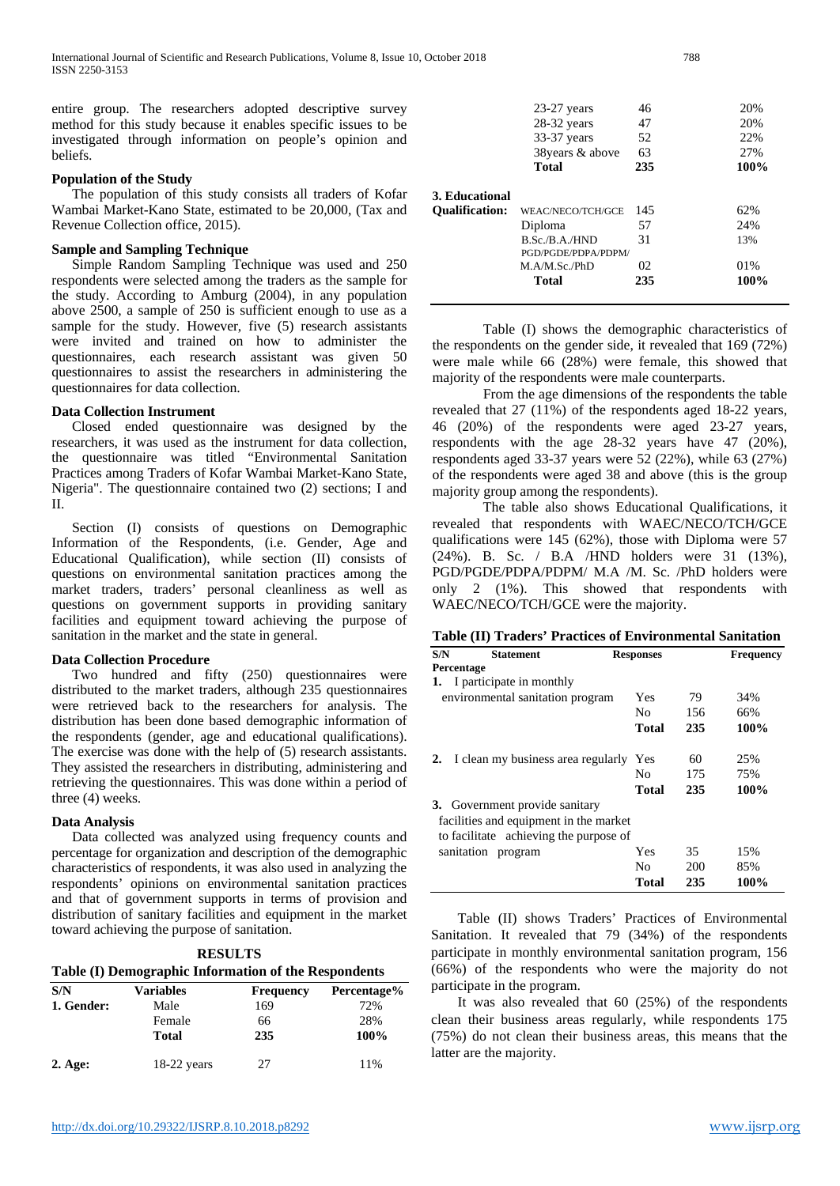entire group. The researchers adopted descriptive survey method for this study because it enables specific issues to be investigated through information on people's opinion and beliefs.

### Population of the Study

The population of this study consists all traders of Kofar Wambai Market-Kano State, estimated to be 20,000, (Tax and Revenue Collection office, 2015).

### Sample and Sampling Technique

Simple Random Sampling Technique was used and 250 respondents were selected among the traders as the sample for the study. According to Amburg (2004), in any population above 2500, a sample of 250 is sufficient enough to use as a sample for the study. However, five (5) research assistants were invited and trained on how to administer the questionnaires, each research assistant was given 50 questionnaires to assist the researchers in administering the questionnaires for data collection.

### Data Collection Instrument

Closed ended questionnaire was designed by the researchers, it was used as the instrument for data collection, the questionnaire was titled "Environmental Sanitation Practices among Traders of Kofar Wambai Market-Kano State, Nigeria". The questionnaire contained two (2) sections; I and II.

Section (I) consists of questions on Demographic Information of the Respondents, (i.e. Gender, Age and Educational Qualification), while section (II) consists of questions on environmental sanitation practices among the market traders, traders' personal cleanliness as well as questions on government supports in providing sanitary facilities and equipment toward achieving the purpose of sanitation in the market and the state in general.

### Data Collection Procedure

Two hundred and fifty (250) questionnaires were distributed to the market traders, although 235 questionnaires were retrieved back to the researchers for analysis. The distribution has been done based demographic information of the respondents (gender, age and educational qualifications). The exercise was done with the help of (5) research assistants. They assisted the researchers in distributing, administering and retrieving the questionnaires. This was done within a period of three (4) weeks.

### Data Analysis

Data collected was analyzed using frequency counts and percentage for organization and description of the demographic characteristics of respondents, it was also used in analyzing the respondents' opinions on environmental sanitation practices and that of government supports in terms of provision and distribution of sanitary facilities and equipment in the market toward achieving the purpose of sanitation.

## RESULTS

**Table (I) Demographic Information of the Respondents**

| S/N | Variables | Frequency | Percentage% |
|---|---|---|---|
| 1. Gender: | Male | 169 | 72% |
| | Female | 66 | 28% |
| | **Total** | **235** | **100%** |
| 2. Age: | 18-22 years | 27 | 11% |
| | 23-27 years | 46 | 20% |
| | 28-32 years | 47 | 20% |
| | 33-37 years | 52 | 22% |
| | 38years & above | 63 | 27% |
| | **Total** | **235** | **100%** |
| 3. Educational Qualification: | WEAC/NECO/TCH/GCE | 145 | 62% |
| | Diploma | 57 | 24% |
| | B.Sc./B.A./HND | 31 | 13% |
| | PGD/PGDE/PDPA/PDPM/ M.A/M.Sc./PhD | 02 | 01% |
| | **Total** | **235** | **100%** |

Table (I) shows the demographic characteristics of the respondents on the gender side, it revealed that 169 (72%) were male while 66 (28%) were female, this showed that majority of the respondents were male counterparts.

From the age dimensions of the respondents the table revealed that 27 (11%) of the respondents aged 18-22 years, 46 (20%) of the respondents were aged 23-27 years, respondents with the age 28-32 years have 47 (20%), respondents aged 33-37 years were 52 (22%), while 63 (27%) of the respondents were aged 38 and above (this is the group majority group among the respondents).

The table also shows Educational Qualifications, it revealed that respondents with WAEC/NECO/TCH/GCE qualifications were 145 (62%), those with Diploma were 57 (24%). B. Sc. / B.A /HND holders were 31 (13%), PGD/PGDE/PDPA/PDPM/ M.A /M. Sc. /PhD holders were only 2 (1%). This showed that respondents with WAEC/NECO/TCH/GCE were the majority.

**Table (II) Traders' Practices of Environmental Sanitation**

| S/N Statement | Responses | | Frequency Percentage |
|---|---|---|---|
| **1.** I participate in monthly environmental sanitation program | Yes | 79 | 34% |
| | No | 156 | 66% |
| | **Total** | **235** | **100%** |
| **2.** I clean my business area regularly | Yes | 60 | 25% |
| | No | 175 | 75% |
| | **Total** | **235** | **100%** |
| **3.** Government provide sanitary facilities and equipment in the market to facilitate achieving the purpose of sanitation program | Yes | 35 | 15% |
| | No | 200 | 85% |
| | **Total** | **235** | **100%** |

Table (II) shows Traders' Practices of Environmental Sanitation. It revealed that 79 (34%) of the respondents participate in monthly environmental sanitation program, 156 (66%) of the respondents who were the majority do not participate in the program.

It was also revealed that 60 (25%) of the respondents clean their business areas regularly, while respondents 175 (75%) do not clean their business areas, this means that the latter are the majority.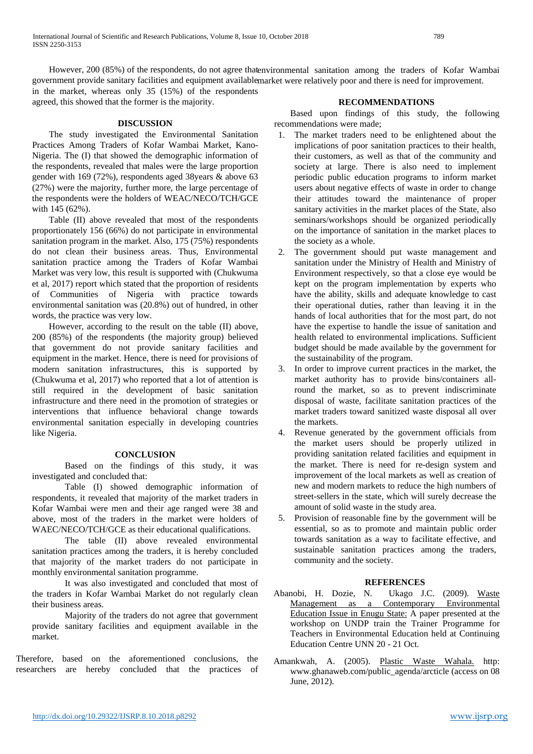However, 200 (85%) of the respondents, do not agree that government provide sanitary facilities and equipment available in the market, whereas only 35 (15%) of the respondents agreed, this showed that the former is the majority.

### DISCUSSION

The study investigated the Environmental Sanitation Practices Among Traders of Kofar Wambai Market, Kano-Nigeria. The (I) that showed the demographic information of the respondents, revealed that males were the large proportion gender with 169 (72%), respondents aged 38years & above 63 (27%) were the majority, further more, the large percentage of the respondents were the holders of WEAC/NECO/TCH/GCE with 145 (62%).

Table (II) above revealed that most of the respondents proportionately 156 (66%) do not participate in environmental sanitation program in the market. Also, 175 (75%) respondents do not clean their business areas. Thus, Environmental sanitation practice among the Traders of Kofar Wambai Market was very low, this result is supported with (Chukwuma et al, 2017) report which stated that the proportion of residents of Communities of Nigeria with practice towards environmental sanitation was (20.8%) out of hundred, in other words, the practice was very low.

However, according to the result on the table (II) above, 200 (85%) of the respondents (the majority group) believed that government do not provide sanitary facilities and equipment in the market. Hence, there is need for provisions of modern sanitation infrastructures, this is supported by (Chukwuma et al, 2017) who reported that a lot of attention is still required in the development of basic sanitation infrastructure and there need in the promotion of strategies or interventions that influence behavioral change towards environmental sanitation especially in developing countries like Nigeria.

### CONCLUSION

Based on the findings of this study, it was investigated and concluded that:

Table (I) showed demographic information of respondents, it revealed that majority of the market traders in Kofar Wambai were men and their age ranged were 38 and above, most of the traders in the market were holders of WAEC/NECO/TCH/GCE as their educational qualifications.

The table (II) above revealed environmental sanitation practices among the traders, it is hereby concluded that majority of the market traders do not participate in monthly environmental sanitation programme.

It was also investigated and concluded that most of the traders in Kofar Wambai Market do not regularly clean their business areas.

Majority of the traders do not agree that government provide sanitary facilities and equipment available in the market.

Therefore, based on the aforementioned conclusions, the researchers are hereby concluded that the practices of environmental sanitation among the traders of Kofar Wambai market were relatively poor and there is need for improvement.

### RECOMMENDATIONS

Based upon findings of this study, the following recommendations were made;

1. The market traders need to be enlightened about the implications of poor sanitation practices to their health, their customers, as well as that of the community and society at large. There is also need to implement periodic public education programs to inform market users about negative effects of waste in order to change their attitudes toward the maintenance of proper sanitary activities in the market places of the State, also seminars/workshops should be organized periodically on the importance of sanitation in the market places to the society as a whole.
2. The government should put waste management and sanitation under the Ministry of Health and Ministry of Environment respectively, so that a close eye would be kept on the program implementation by experts who have the ability, skills and adequate knowledge to cast their operational duties, rather than leaving it in the hands of local authorities that for the most part, do not have the expertise to handle the issue of sanitation and health related to environmental implications. Sufficient budget should be made available by the government for the sustainability of the program.
3. In order to improve current practices in the market, the market authority has to provide bins/containers all-round the market, so as to prevent indiscriminate disposal of waste, facilitate sanitation practices of the market traders toward sanitized waste disposal all over the markets.
4. Revenue generated by the government officials from the market users should be properly utilized in providing sanitation related facilities and equipment in the market. There is need for re-design system and improvement of the local markets as well as creation of new and modern markets to reduce the high numbers of street-sellers in the state, which will surely decrease the amount of solid waste in the study area.
5. Provision of reasonable fine by the government will be essential, so as to promote and maintain public order towards sanitation as a way to facilitate effective, and sustainable sanitation practices among the traders, community and the society.

### REFERENCES

Abanobi, H. Dozie, N. Ukago J.C. (2009). Waste Management as a Contemporary Environmental Education Issue in Enugu State: A paper presented at the workshop on UNDP train the Trainer Programme for Teachers in Environmental Education held at Continuing Education Centre UNN 20 - 21 Oct.

Amankwah, A. (2005). Plastic Waste Wahala. http: www.ghanaweb.com/public_agenda/arcticle (access on 08 June, 2012).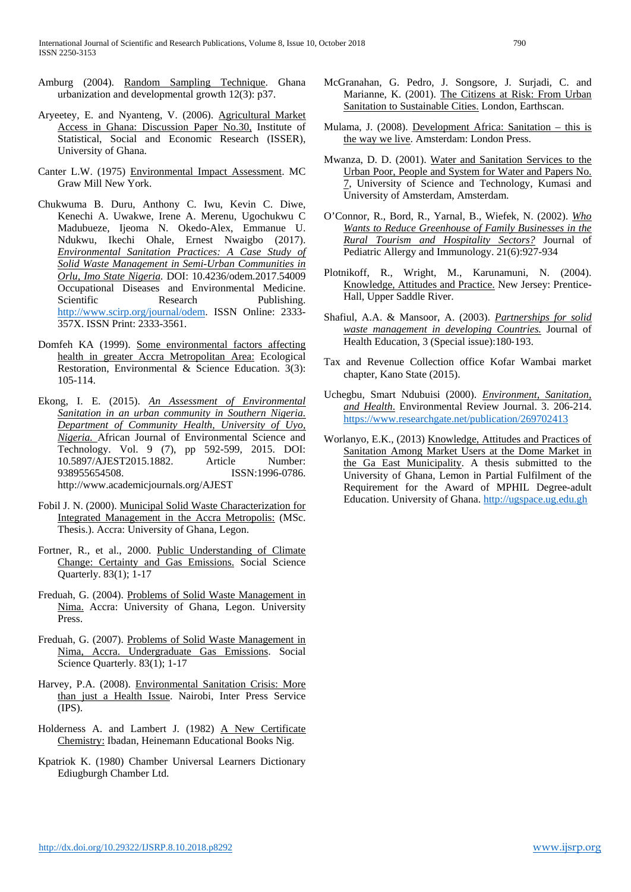Amburg (2004). Random Sampling Technique. Ghana urbanization and developmental growth 12(3): p37.

Aryeetey, E. and Nyanteng, V. (2006). Agricultural Market Access in Ghana: Discussion Paper No.30, Institute of Statistical, Social and Economic Research (ISSER), University of Ghana.

Canter L.W. (1975) Environmental Impact Assessment. MC Graw Mill New York.

Chukwuma B. Duru, Anthony C. Iwu, Kevin C. Diwe, Kenechi A. Uwakwe, Irene A. Merenu, Ugochukwu C Madubueze, Ijeoma N. Okedo-Alex, Emmanue U. Ndukwu, Ikechi Ohale, Ernest Nwaigbo (2017). *Environmental Sanitation Practices: A Case Study of Solid Waste Management in Semi-Urban Communities in Orlu, Imo State Nigeria.* DOI: 10.4236/odem.2017.54009 Occupational Diseases and Environmental Medicine. Scientific Research Publishing. http://www.scirp.org/journal/odem. ISSN Online: 2333-357X. ISSN Print: 2333-3561.

Domfeh KA (1999). Some environmental factors affecting health in greater Accra Metropolitan Area: Ecological Restoration, Environmental & Science Education. 3(3): 105-114.

Ekong, I. E. (2015). *An Assessment of Environmental Sanitation in an urban community in Southern Nigeria. Department of Community Health, University of Uyo, Nigeria.* African Journal of Environmental Science and Technology. Vol. 9 (7), pp 592-599, 2015. DOI: 10.5897/AJEST2015.1882. Article Number: 938955654508. ISSN:1996-0786. http://www.academicjournals.org/AJEST

Fobil J. N. (2000). Municipal Solid Waste Characterization for Integrated Management in the Accra Metropolis: (MSc. Thesis.). Accra: University of Ghana, Legon.

Fortner, R., et al., 2000. Public Understanding of Climate Change: Certainty and Gas Emissions. Social Science Quarterly. 83(1); 1-17

Freduah, G. (2004). Problems of Solid Waste Management in Nima. Accra: University of Ghana, Legon. University Press.

Freduah, G. (2007). Problems of Solid Waste Management in Nima, Accra. Undergraduate Gas Emissions. Social Science Quarterly. 83(1); 1-17

Harvey, P.A. (2008). Environmental Sanitation Crisis: More than just a Health Issue. Nairobi, Inter Press Service (IPS).

Holderness A. and Lambert J. (1982) A New Certificate Chemistry: Ibadan, Heinemann Educational Books Nig.

Kpatriok K. (1980) Chamber Universal Learners Dictionary Ediugburgh Chamber Ltd.

McGranahan, G. Pedro, J. Songsore, J. Surjadi, C. and Marianne, K. (2001). The Citizens at Risk: From Urban Sanitation to Sustainable Cities. London, Earthscan.

Mulama, J. (2008). Development Africa: Sanitation – this is the way we live. Amsterdam: London Press.

Mwanza, D. D. (2001). Water and Sanitation Services to the Urban Poor, People and System for Water and Papers No. 7, University of Science and Technology, Kumasi and University of Amsterdam, Amsterdam.

O'Connor, R., Bord, R., Yarnal, B., Wiefek, N. (2002). *Who Wants to Reduce Greenhouse of Family Businesses in the Rural Tourism and Hospitality Sectors?* Journal of Pediatric Allergy and Immunology. 21(6):927-934

Plotnikoff, R., Wright, M., Karunamuni, N. (2004). Knowledge, Attitudes and Practice. New Jersey: Prentice-Hall, Upper Saddle River.

Shafiul, A.A. & Mansoor, A. (2003). *Partnerships for solid waste management in developing Countries.* Journal of Health Education, 3 (Special issue):180-193.

Tax and Revenue Collection office Kofar Wambai market chapter, Kano State (2015).

Uchegbu, Smart Ndubuisi (2000). *Environment, Sanitation, and Health.* Environmental Review Journal. 3. 206-214. https://www.researchgate.net/publication/269702413

Worlanyo, E.K., (2013) Knowledge, Attitudes and Practices of Sanitation Among Market Users at the Dome Market in the Ga East Municipality. A thesis submitted to the University of Ghana, Lemon in Partial Fulfilment of the Requirement for the Award of MPHIL Degree-adult Education. University of Ghana. http://ugspace.ug.edu.gh